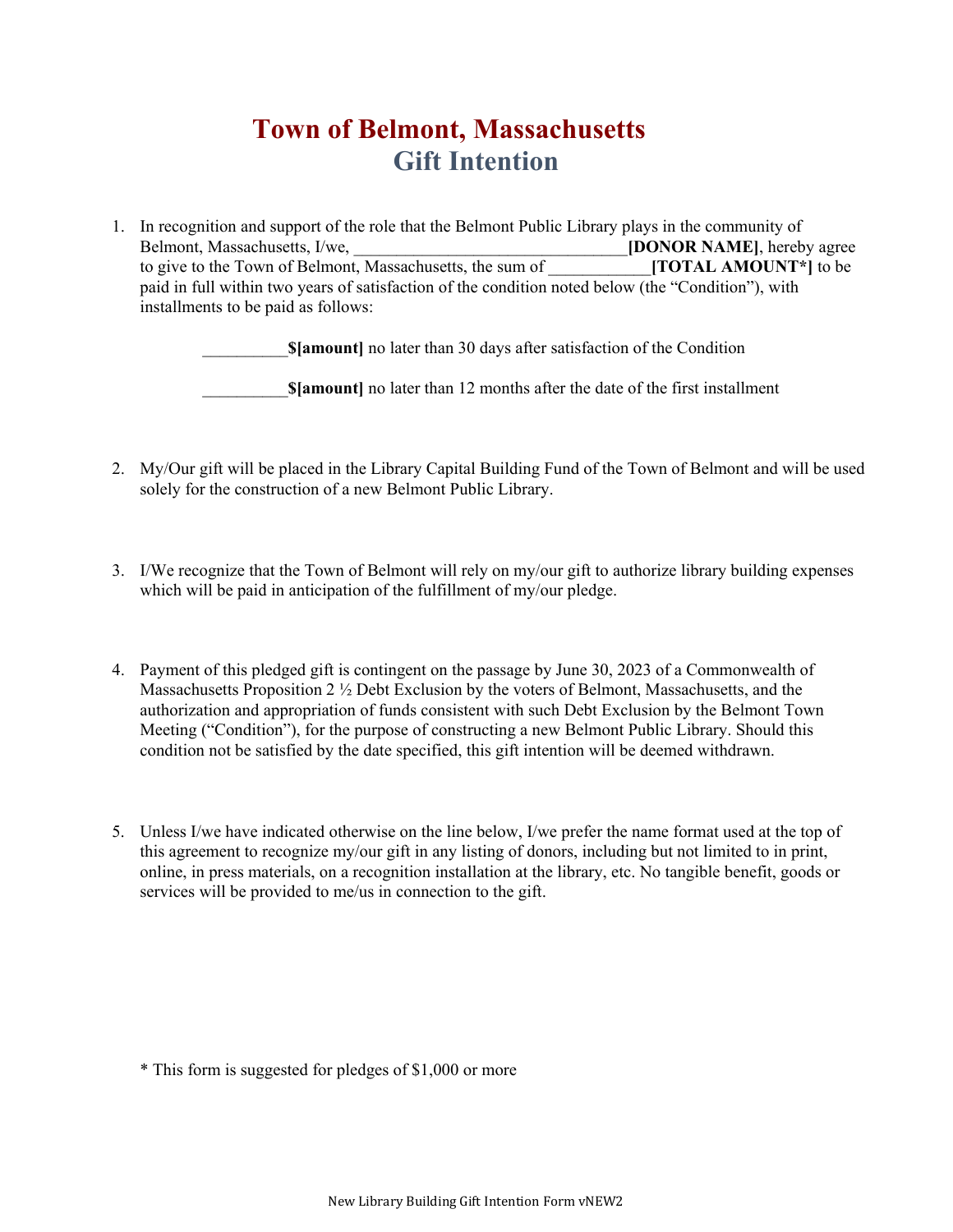# Town of Belmont, Massachusetts

## Gift Intention

1. In recognition and support of the role that the Belmont Public Library plays in the community of Belmont, Massachusetts, I/we, _______________________________**[DONOR NAME]**, hereby agree to give to the Town of Belmont, Massachusetts, the sum of ___________**[TOTAL AMOUNT*]** to be paid in full within two years of satisfaction of the condition noted below (the "Condition"), with installments to be paid as follows:

   __________**$[amount]** no later than 30 days after satisfaction of the Condition

   __________**$[amount]** no later than 12 months after the date of the first installment

2. My/Our gift will be placed in the Library Capital Building Fund of the Town of Belmont and will be used solely for the construction of a new Belmont Public Library.

3. I/We recognize that the Town of Belmont will rely on my/our gift to authorize library building expenses which will be paid in anticipation of the fulfillment of my/our pledge.

4. Payment of this pledged gift is contingent on the passage by June 30, 2023 of a Commonwealth of Massachusetts Proposition 2 ½ Debt Exclusion by the voters of Belmont, Massachusetts, and the authorization and appropriation of funds consistent with such Debt Exclusion by the Belmont Town Meeting ("Condition"), for the purpose of constructing a new Belmont Public Library. Should this condition not be satisfied by the date specified, this gift intention will be deemed withdrawn.

5. Unless I/we have indicated otherwise on the line below, I/we prefer the name format used at the top of this agreement to recognize my/our gift in any listing of donors, including but not limited to in print, online, in press materials, on a recognition installation at the library, etc. No tangible benefit, goods or services will be provided to me/us in connection to the gift.

* This form is suggested for pledges of $1,000 or more

New Library Building Gift Intention Form vNEW2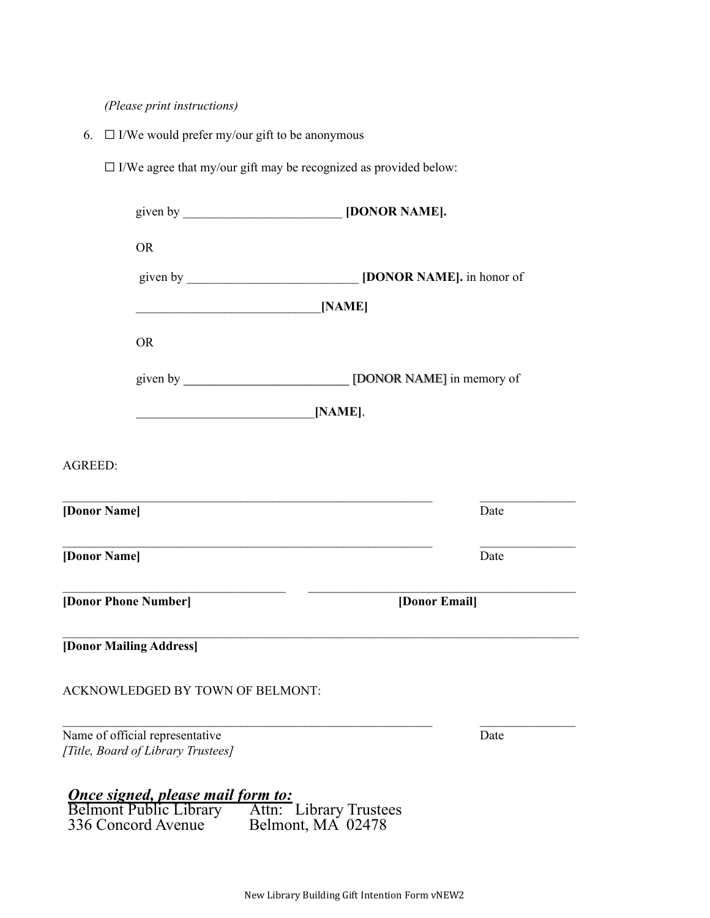*(Please print instructions)*

6. ☐ I/We would prefer my/our gift to be anonymous

   ☐ I/We agree that my/our gift may be recognized as provided below:

   given by _________________________ **[DONOR NAME].**

   OR

   given by ___________________________ **[DONOR NAME].** in honor of

   ____________________________**[NAME]**

   OR

   given by _________________________ [DONOR NAME] in memory of

   ___________________________**[NAME]**,

AGREED:

___________________________________________________________ _______________

**[Donor Name]** Date

___________________________________________________________ _______________

**[Donor Name]** Date

____________________________________ ___________________________________________

**[Donor Phone Number]** **[Donor Email]**

_________________________________________________________________________________

**[Donor Mailing Address]**

ACKNOWLEDGED BY TOWN OF BELMONT:

___________________________________________________________ _______________

Name of official representative Date

*[Title, Board of Library Trustees]*

***Once signed, please mail form to:***

Belmont Public Library Attn: Library Trustees
336 Concord Avenue Belmont, MA 02478

New Library Building Gift Intention Form vNEW2